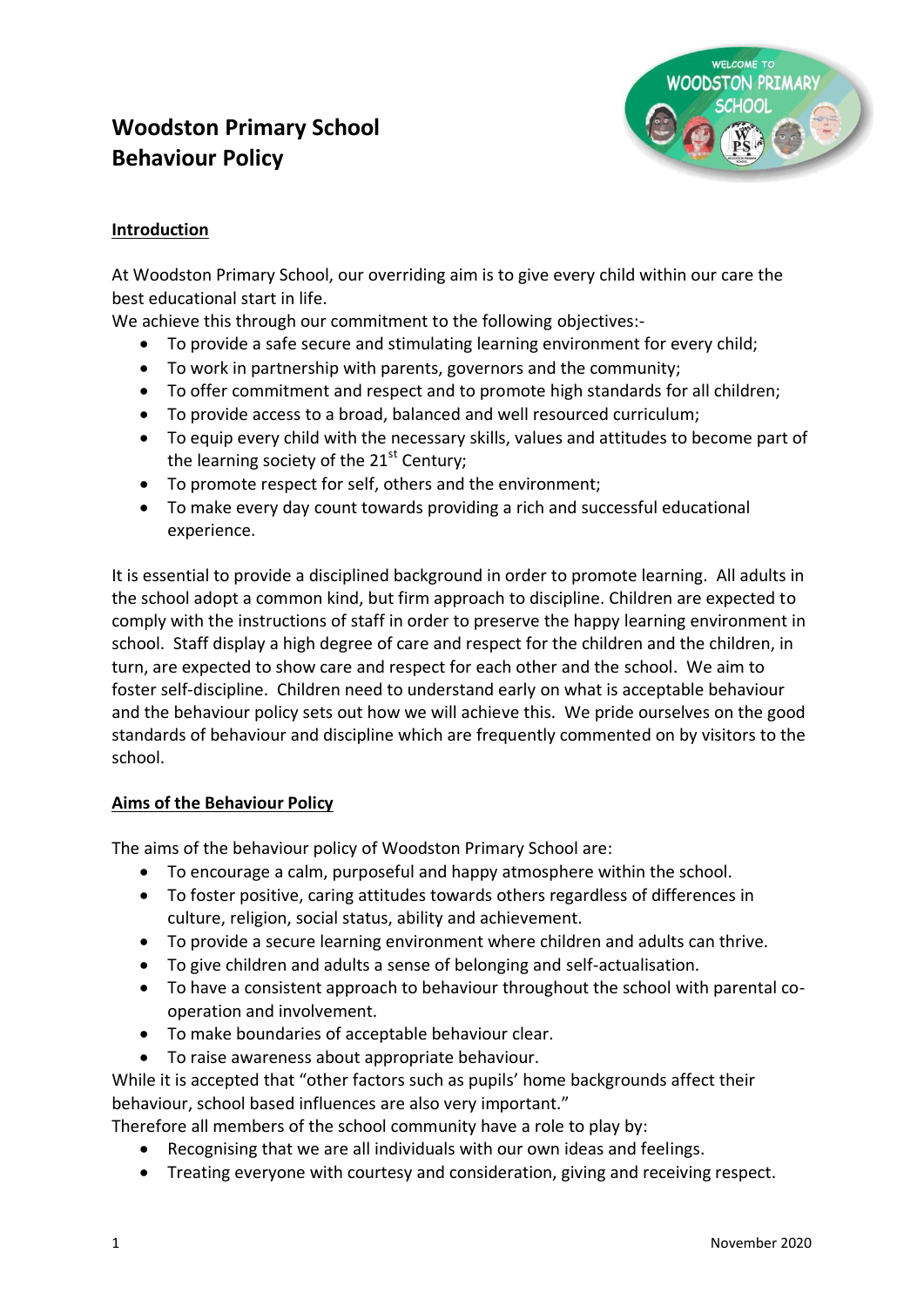# Woodston Primary School
# Behaviour Policy

## Introduction

At Woodston Primary School, our overriding aim is to give every child within our care the best educational start in life.
We achieve this through our commitment to the following objectives:-

- To provide a safe secure and stimulating learning environment for every child;
- To work in partnership with parents, governors and the community;
- To offer commitment and respect and to promote high standards for all children;
- To provide access to a broad, balanced and well resourced curriculum;
- To equip every child with the necessary skills, values and attitudes to become part of the learning society of the 21st Century;
- To promote respect for self, others and the environment;
- To make every day count towards providing a rich and successful educational experience.

It is essential to provide a disciplined background in order to promote learning. All adults in the school adopt a common kind, but firm approach to discipline. Children are expected to comply with the instructions of staff in order to preserve the happy learning environment in school. Staff display a high degree of care and respect for the children and the children, in turn, are expected to show care and respect for each other and the school. We aim to foster self-discipline. Children need to understand early on what is acceptable behaviour and the behaviour policy sets out how we will achieve this. We pride ourselves on the good standards of behaviour and discipline which are frequently commented on by visitors to the school.

## Aims of the Behaviour Policy

The aims of the behaviour policy of Woodston Primary School are:

- To encourage a calm, purposeful and happy atmosphere within the school.
- To foster positive, caring attitudes towards others regardless of differences in culture, religion, social status, ability and achievement.
- To provide a secure learning environment where children and adults can thrive.
- To give children and adults a sense of belonging and self-actualisation.
- To have a consistent approach to behaviour throughout the school with parental co-operation and involvement.
- To make boundaries of acceptable behaviour clear.
- To raise awareness about appropriate behaviour.

While it is accepted that "other factors such as pupils' home backgrounds affect their behaviour, school based influences are also very important."
Therefore all members of the school community have a role to play by:

- Recognising that we are all individuals with our own ideas and feelings.
- Treating everyone with courtesy and consideration, giving and receiving respect.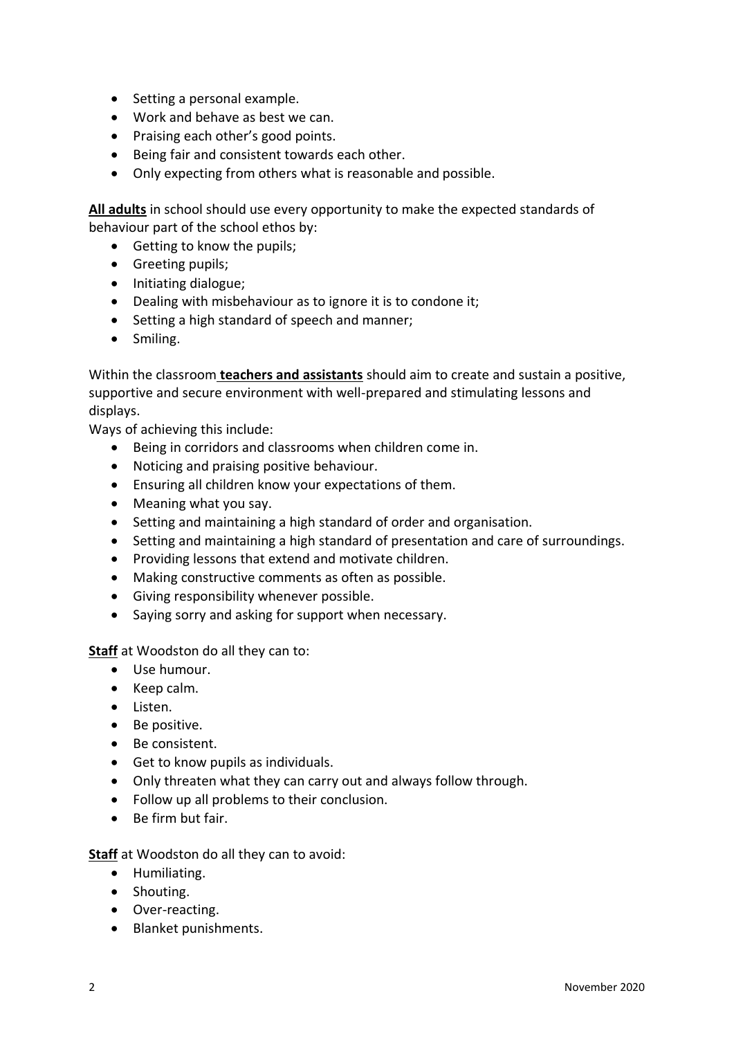- Setting a personal example.
- Work and behave as best we can.
- Praising each other's good points.
- Being fair and consistent towards each other.
- Only expecting from others what is reasonable and possible.

**All adults** in school should use every opportunity to make the expected standards of behaviour part of the school ethos by:

- Getting to know the pupils;
- Greeting pupils;
- Initiating dialogue;
- Dealing with misbehaviour as to ignore it is to condone it;
- Setting a high standard of speech and manner;
- Smiling.

Within the classroom **teachers and assistants** should aim to create and sustain a positive, supportive and secure environment with well-prepared and stimulating lessons and displays.

Ways of achieving this include:

- Being in corridors and classrooms when children come in.
- Noticing and praising positive behaviour.
- Ensuring all children know your expectations of them.
- Meaning what you say.
- Setting and maintaining a high standard of order and organisation.
- Setting and maintaining a high standard of presentation and care of surroundings.
- Providing lessons that extend and motivate children.
- Making constructive comments as often as possible.
- Giving responsibility whenever possible.
- Saying sorry and asking for support when necessary.

**Staff** at Woodston do all they can to:

- Use humour.
- Keep calm.
- Listen.
- Be positive.
- Be consistent.
- Get to know pupils as individuals.
- Only threaten what they can carry out and always follow through.
- Follow up all problems to their conclusion.
- Be firm but fair.

**Staff** at Woodston do all they can to avoid:

- Humiliating.
- Shouting.
- Over-reacting.
- Blanket punishments.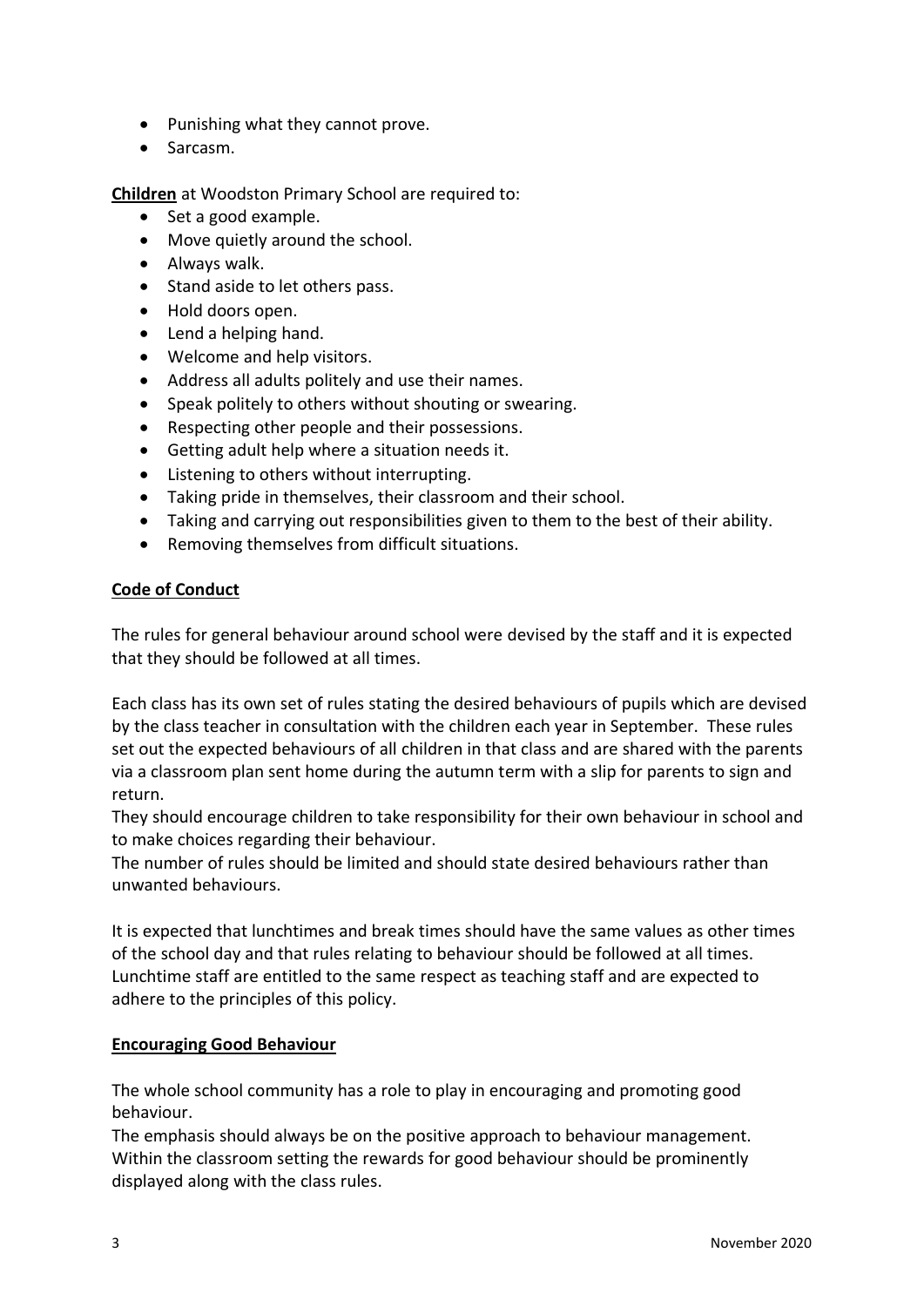- Punishing what they cannot prove.
- Sarcasm.

**Children** at Woodston Primary School are required to:

- Set a good example.
- Move quietly around the school.
- Always walk.
- Stand aside to let others pass.
- Hold doors open.
- Lend a helping hand.
- Welcome and help visitors.
- Address all adults politely and use their names.
- Speak politely to others without shouting or swearing.
- Respecting other people and their possessions.
- Getting adult help where a situation needs it.
- Listening to others without interrupting.
- Taking pride in themselves, their classroom and their school.
- Taking and carrying out responsibilities given to them to the best of their ability.
- Removing themselves from difficult situations.

## Code of Conduct

The rules for general behaviour around school were devised by the staff and it is expected that they should be followed at all times.

Each class has its own set of rules stating the desired behaviours of pupils which are devised by the class teacher in consultation with the children each year in September. These rules set out the expected behaviours of all children in that class and are shared with the parents via a classroom plan sent home during the autumn term with a slip for parents to sign and return.

They should encourage children to take responsibility for their own behaviour in school and to make choices regarding their behaviour.

The number of rules should be limited and should state desired behaviours rather than unwanted behaviours.

It is expected that lunchtimes and break times should have the same values as other times of the school day and that rules relating to behaviour should be followed at all times. Lunchtime staff are entitled to the same respect as teaching staff and are expected to adhere to the principles of this policy.

## Encouraging Good Behaviour

The whole school community has a role to play in encouraging and promoting good behaviour.

The emphasis should always be on the positive approach to behaviour management. Within the classroom setting the rewards for good behaviour should be prominently displayed along with the class rules.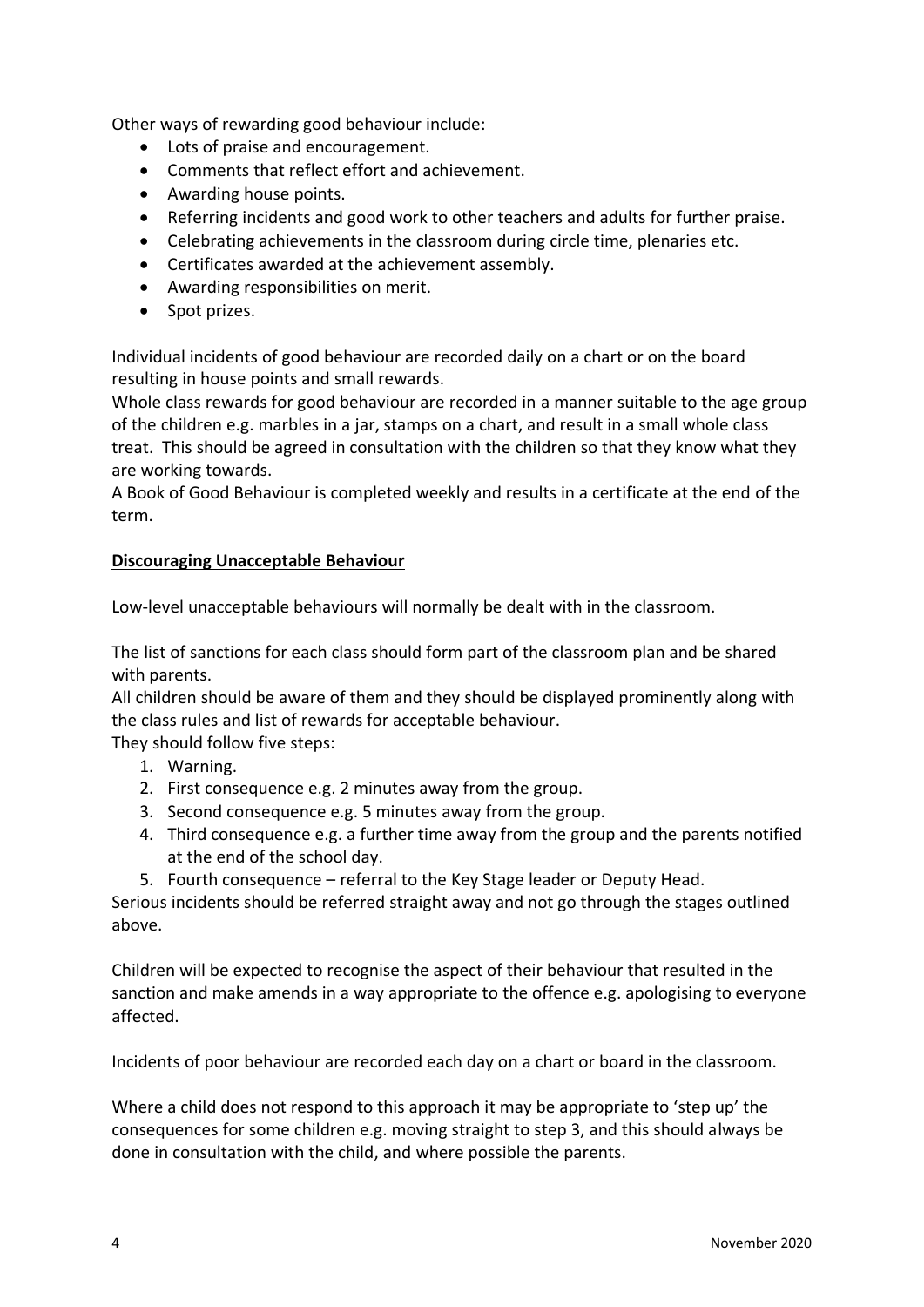Other ways of rewarding good behaviour include:

- Lots of praise and encouragement.
- Comments that reflect effort and achievement.
- Awarding house points.
- Referring incidents and good work to other teachers and adults for further praise.
- Celebrating achievements in the classroom during circle time, plenaries etc.
- Certificates awarded at the achievement assembly.
- Awarding responsibilities on merit.
- Spot prizes.

Individual incidents of good behaviour are recorded daily on a chart or on the board resulting in house points and small rewards.

Whole class rewards for good behaviour are recorded in a manner suitable to the age group of the children e.g. marbles in a jar, stamps on a chart, and result in a small whole class treat. This should be agreed in consultation with the children so that they know what they are working towards.

A Book of Good Behaviour is completed weekly and results in a certificate at the end of the term.

**Discouraging Unacceptable Behaviour**

Low-level unacceptable behaviours will normally be dealt with in the classroom.

The list of sanctions for each class should form part of the classroom plan and be shared with parents.

All children should be aware of them and they should be displayed prominently along with the class rules and list of rewards for acceptable behaviour.

They should follow five steps:

1. Warning.
2. First consequence e.g. 2 minutes away from the group.
3. Second consequence e.g. 5 minutes away from the group.
4. Third consequence e.g. a further time away from the group and the parents notified at the end of the school day.
5. Fourth consequence – referral to the Key Stage leader or Deputy Head.

Serious incidents should be referred straight away and not go through the stages outlined above.

Children will be expected to recognise the aspect of their behaviour that resulted in the sanction and make amends in a way appropriate to the offence e.g. apologising to everyone affected.

Incidents of poor behaviour are recorded each day on a chart or board in the classroom.

Where a child does not respond to this approach it may be appropriate to 'step up' the consequences for some children e.g. moving straight to step 3, and this should always be done in consultation with the child, and where possible the parents.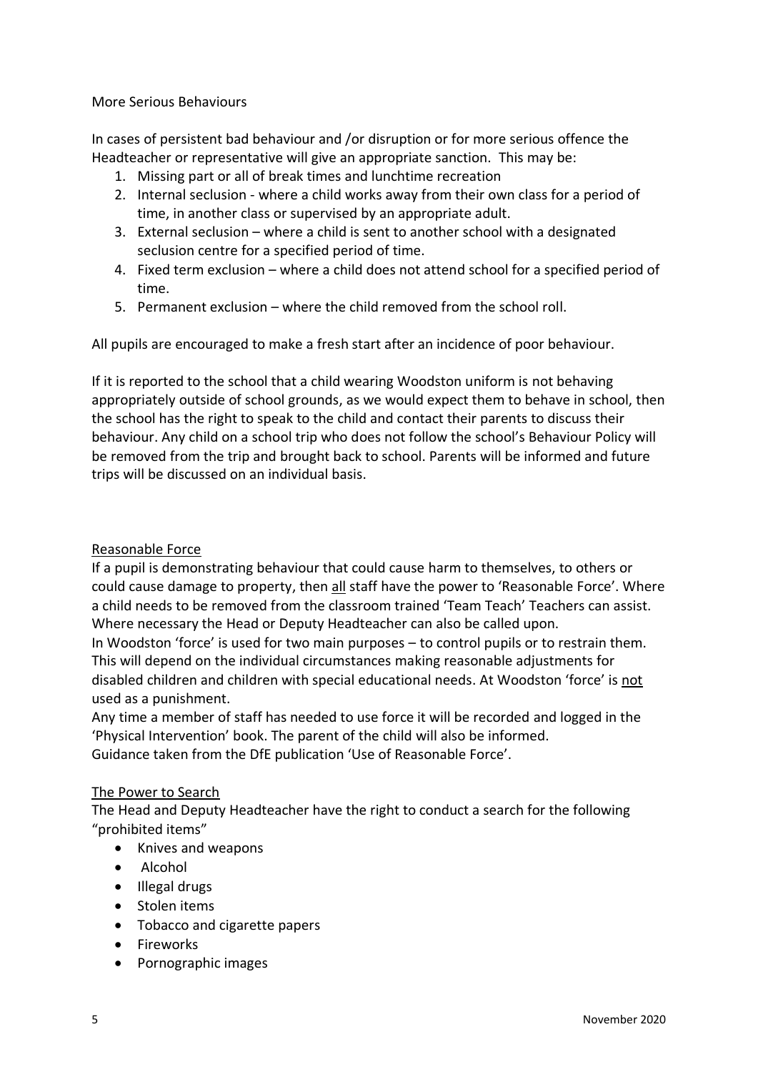More Serious Behaviours

In cases of persistent bad behaviour and /or disruption or for more serious offence the Headteacher or representative will give an appropriate sanction. This may be:

1. Missing part or all of break times and lunchtime recreation
2. Internal seclusion - where a child works away from their own class for a period of time, in another class or supervised by an appropriate adult.
3. External seclusion – where a child is sent to another school with a designated seclusion centre for a specified period of time.
4. Fixed term exclusion – where a child does not attend school for a specified period of time.
5. Permanent exclusion – where the child removed from the school roll.

All pupils are encouraged to make a fresh start after an incidence of poor behaviour.

If it is reported to the school that a child wearing Woodston uniform is not behaving appropriately outside of school grounds, as we would expect them to behave in school, then the school has the right to speak to the child and contact their parents to discuss their behaviour. Any child on a school trip who does not follow the school's Behaviour Policy will be removed from the trip and brought back to school. Parents will be informed and future trips will be discussed on an individual basis.

<u>Reasonable Force</u>

If a pupil is demonstrating behaviour that could cause harm to themselves, to others or could cause damage to property, then <u>all</u> staff have the power to 'Reasonable Force'. Where a child needs to be removed from the classroom trained 'Team Teach' Teachers can assist. Where necessary the Head or Deputy Headteacher can also be called upon.
In Woodston 'force' is used for two main purposes – to control pupils or to restrain them. This will depend on the individual circumstances making reasonable adjustments for disabled children and children with special educational needs. At Woodston 'force' is <u>not</u> used as a punishment.
Any time a member of staff has needed to use force it will be recorded and logged in the 'Physical Intervention' book. The parent of the child will also be informed.
Guidance taken from the DfE publication 'Use of Reasonable Force'.

<u>The Power to Search</u>

The Head and Deputy Headteacher have the right to conduct a search for the following "prohibited items"

- Knives and weapons
- Alcohol
- Illegal drugs
- Stolen items
- Tobacco and cigarette papers
- Fireworks
- Pornographic images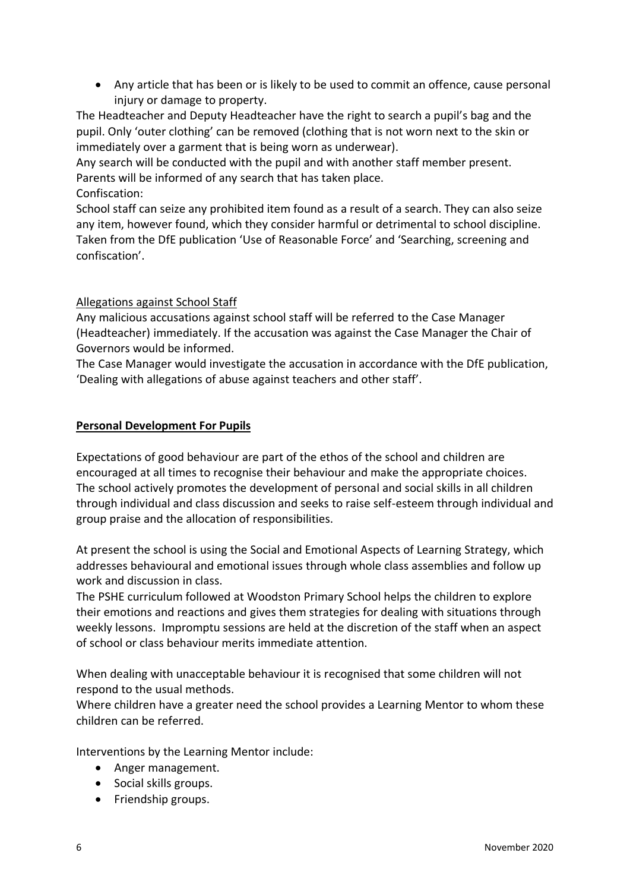- Any article that has been or is likely to be used to commit an offence, cause personal injury or damage to property.

The Headteacher and Deputy Headteacher have the right to search a pupil's bag and the pupil. Only 'outer clothing' can be removed (clothing that is not worn next to the skin or immediately over a garment that is being worn as underwear).
Any search will be conducted with the pupil and with another staff member present.
Parents will be informed of any search that has taken place.
Confiscation:
School staff can seize any prohibited item found as a result of a search. They can also seize any item, however found, which they consider harmful or detrimental to school discipline.
Taken from the DfE publication 'Use of Reasonable Force' and 'Searching, screening and confiscation'.

<u>Allegations against School Staff</u>

Any malicious accusations against school staff will be referred to the Case Manager (Headteacher) immediately. If the accusation was against the Case Manager the Chair of Governors would be informed.
The Case Manager would investigate the accusation in accordance with the DfE publication, 'Dealing with allegations of abuse against teachers and other staff'.

## <u>Personal Development For Pupils</u>

Expectations of good behaviour are part of the ethos of the school and children are encouraged at all times to recognise their behaviour and make the appropriate choices. The school actively promotes the development of personal and social skills in all children through individual and class discussion and seeks to raise self-esteem through individual and group praise and the allocation of responsibilities.

At present the school is using the Social and Emotional Aspects of Learning Strategy, which addresses behavioural and emotional issues through whole class assemblies and follow up work and discussion in class.
The PSHE curriculum followed at Woodston Primary School helps the children to explore their emotions and reactions and gives them strategies for dealing with situations through weekly lessons. Impromptu sessions are held at the discretion of the staff when an aspect of school or class behaviour merits immediate attention.

When dealing with unacceptable behaviour it is recognised that some children will not respond to the usual methods.
Where children have a greater need the school provides a Learning Mentor to whom these children can be referred.

Interventions by the Learning Mentor include:

- Anger management.
- Social skills groups.
- Friendship groups.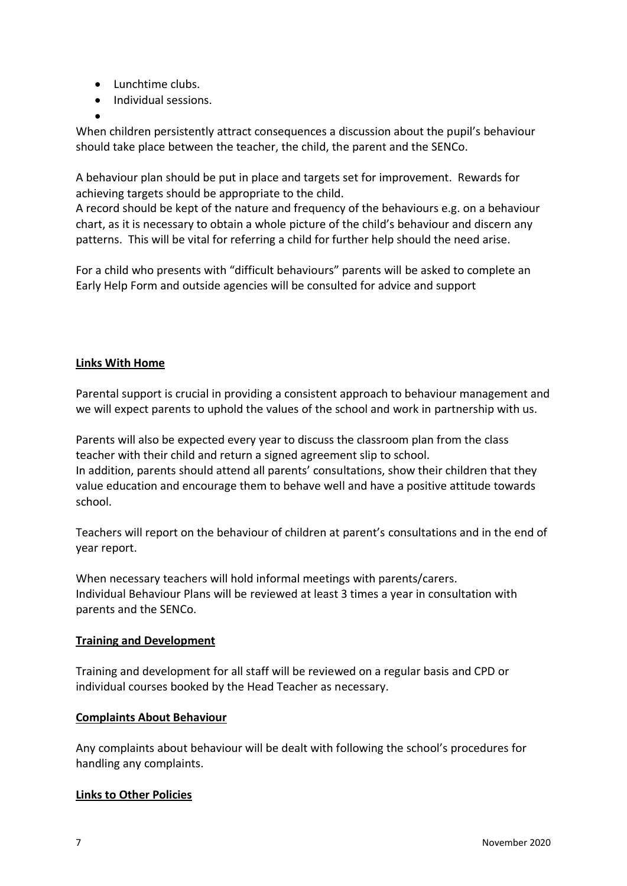- Lunchtime clubs.
- Individual sessions.
-

When children persistently attract consequences a discussion about the pupil's behaviour should take place between the teacher, the child, the parent and the SENCo.

A behaviour plan should be put in place and targets set for improvement. Rewards for achieving targets should be appropriate to the child.
A record should be kept of the nature and frequency of the behaviours e.g. on a behaviour chart, as it is necessary to obtain a whole picture of the child's behaviour and discern any patterns. This will be vital for referring a child for further help should the need arise.

For a child who presents with "difficult behaviours" parents will be asked to complete an Early Help Form and outside agencies will be consulted for advice and support

**Links With Home**

Parental support is crucial in providing a consistent approach to behaviour management and we will expect parents to uphold the values of the school and work in partnership with us.

Parents will also be expected every year to discuss the classroom plan from the class teacher with their child and return a signed agreement slip to school.
In addition, parents should attend all parents' consultations, show their children that they value education and encourage them to behave well and have a positive attitude towards school.

Teachers will report on the behaviour of children at parent's consultations and in the end of year report.

When necessary teachers will hold informal meetings with parents/carers.
Individual Behaviour Plans will be reviewed at least 3 times a year in consultation with parents and the SENCo.

**Training and Development**

Training and development for all staff will be reviewed on a regular basis and CPD or individual courses booked by the Head Teacher as necessary.

**Complaints About Behaviour**

Any complaints about behaviour will be dealt with following the school's procedures for handling any complaints.

**Links to Other Policies**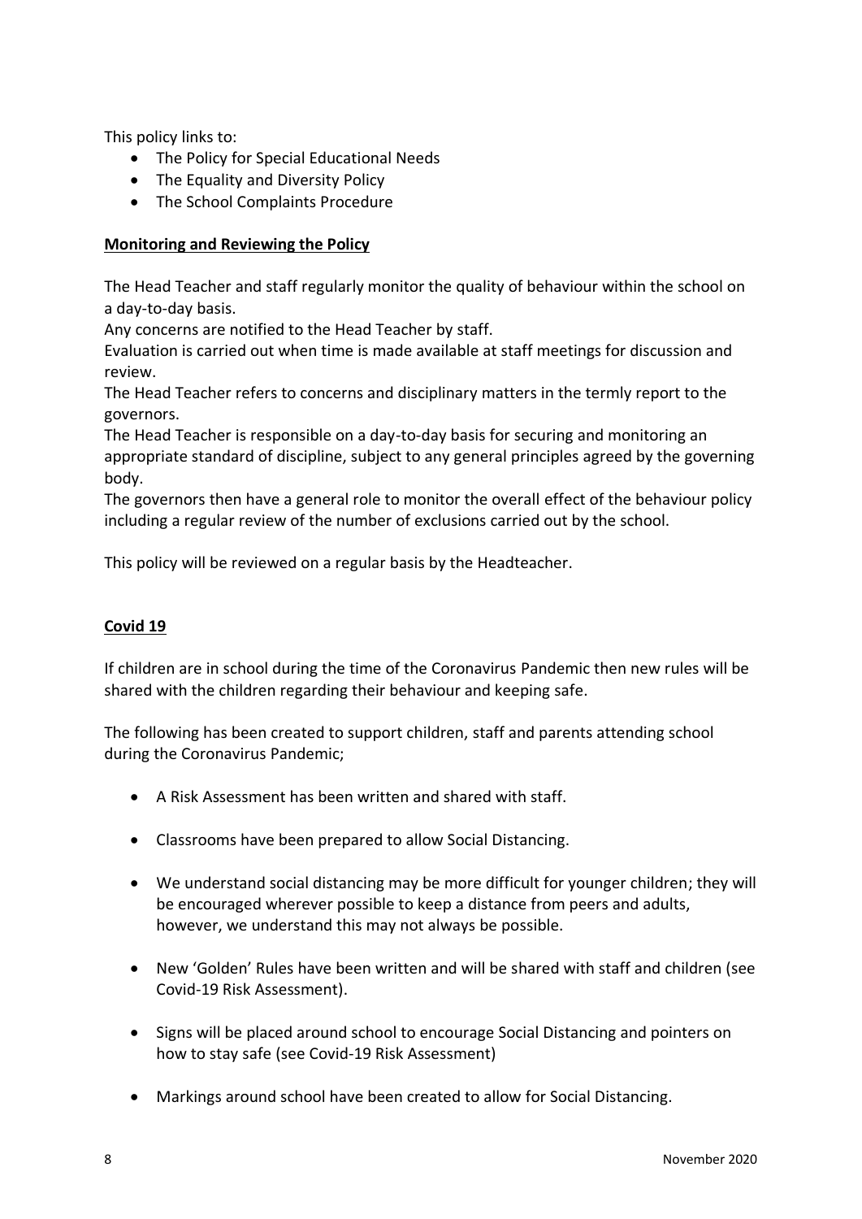This policy links to:

- The Policy for Special Educational Needs
- The Equality and Diversity Policy
- The School Complaints Procedure

**Monitoring and Reviewing the Policy**

The Head Teacher and staff regularly monitor the quality of behaviour within the school on a day-to-day basis.

Any concerns are notified to the Head Teacher by staff.

Evaluation is carried out when time is made available at staff meetings for discussion and review.

The Head Teacher refers to concerns and disciplinary matters in the termly report to the governors.

The Head Teacher is responsible on a day-to-day basis for securing and monitoring an appropriate standard of discipline, subject to any general principles agreed by the governing body.

The governors then have a general role to monitor the overall effect of the behaviour policy including a regular review of the number of exclusions carried out by the school.

This policy will be reviewed on a regular basis by the Headteacher.

**Covid 19**

If children are in school during the time of the Coronavirus Pandemic then new rules will be shared with the children regarding their behaviour and keeping safe.

The following has been created to support children, staff and parents attending school during the Coronavirus Pandemic;

- A Risk Assessment has been written and shared with staff.
- Classrooms have been prepared to allow Social Distancing.
- We understand social distancing may be more difficult for younger children; they will be encouraged wherever possible to keep a distance from peers and adults, however, we understand this may not always be possible.
- New 'Golden' Rules have been written and will be shared with staff and children (see Covid-19 Risk Assessment).
- Signs will be placed around school to encourage Social Distancing and pointers on how to stay safe (see Covid-19 Risk Assessment)
- Markings around school have been created to allow for Social Distancing.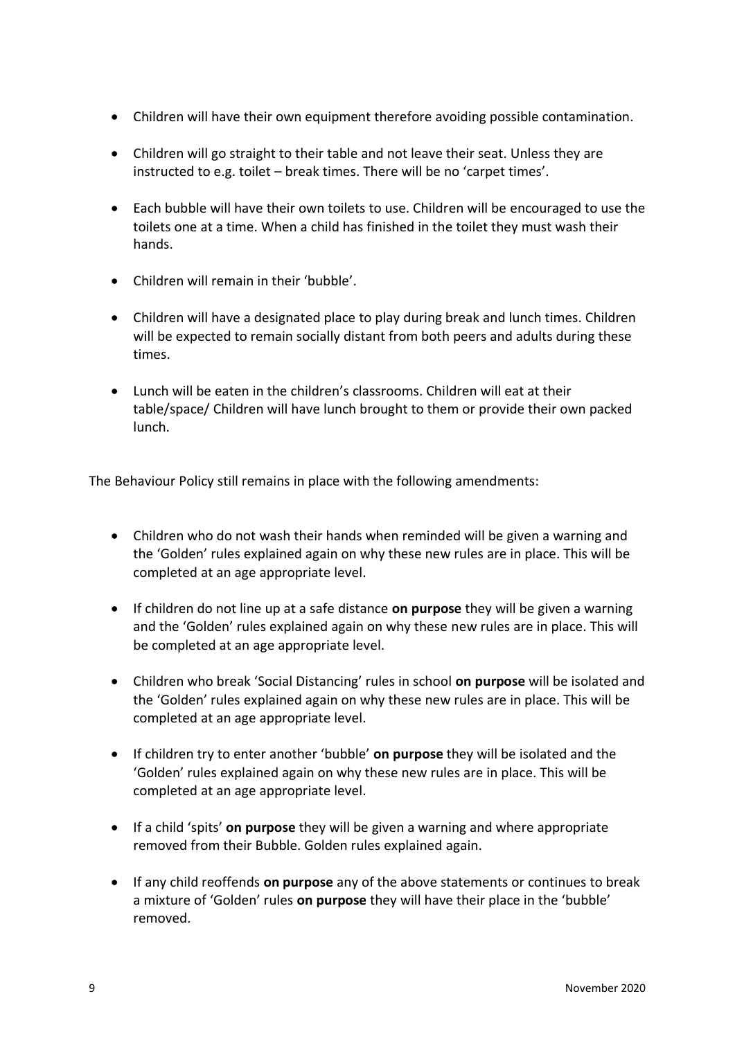- Children will have their own equipment therefore avoiding possible contamination.

- Children will go straight to their table and not leave their seat. Unless they are instructed to e.g. toilet – break times. There will be no 'carpet times'.

- Each bubble will have their own toilets to use. Children will be encouraged to use the toilets one at a time. When a child has finished in the toilet they must wash their hands.

- Children will remain in their 'bubble'.

- Children will have a designated place to play during break and lunch times. Children will be expected to remain socially distant from both peers and adults during these times.

- Lunch will be eaten in the children's classrooms. Children will eat at their table/space/ Children will have lunch brought to them or provide their own packed lunch.

The Behaviour Policy still remains in place with the following amendments:

- Children who do not wash their hands when reminded will be given a warning and the 'Golden' rules explained again on why these new rules are in place. This will be completed at an age appropriate level.

- If children do not line up at a safe distance **on purpose** they will be given a warning and the 'Golden' rules explained again on why these new rules are in place. This will be completed at an age appropriate level.

- Children who break 'Social Distancing' rules in school **on purpose** will be isolated and the 'Golden' rules explained again on why these new rules are in place. This will be completed at an age appropriate level.

- If children try to enter another 'bubble' **on purpose** they will be isolated and the 'Golden' rules explained again on why these new rules are in place. This will be completed at an age appropriate level.

- If a child 'spits' **on purpose** they will be given a warning and where appropriate removed from their Bubble. Golden rules explained again.

- If any child reoffends **on purpose** any of the above statements or continues to break a mixture of 'Golden' rules **on purpose** they will have their place in the 'bubble' removed.